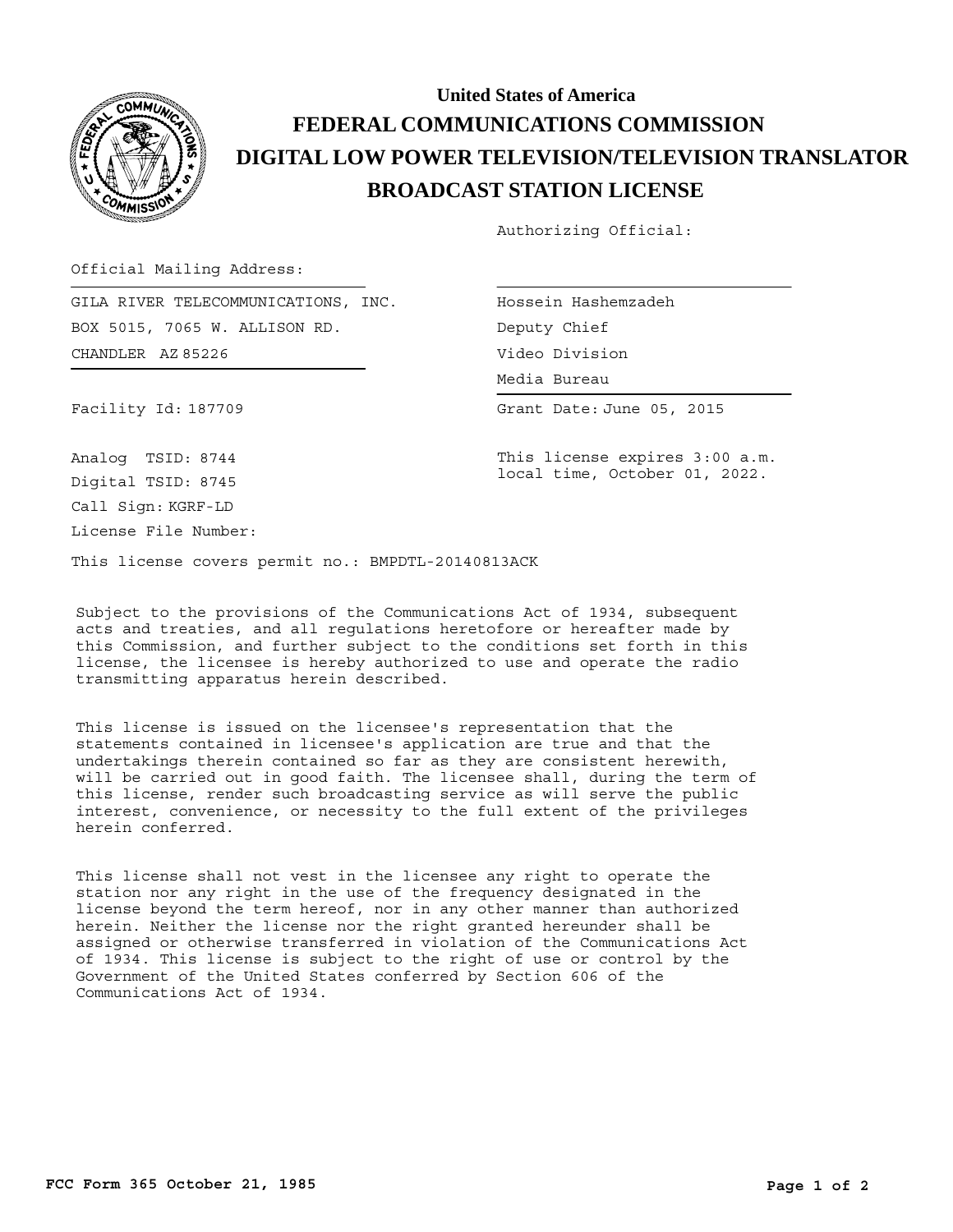# United States of America
# FEDERAL COMMUNICATIONS COMMISSION
# DIGITAL LOW POWER TELEVISION/TELEVISION TRANSLATOR
# BROADCAST STATION LICENSE

Authorizing Official:

Official Mailing Address:

GILA RIVER TELECOMMUNICATIONS, INC.
BOX 5015, 7065 W. ALLISON RD.
CHANDLER AZ 85226

Hossein Hashemzadeh
Deputy Chief
Video Division
Media Bureau

Facility Id: 187709

Grant Date: June 05, 2015

Analog TSID: 8744
Digital TSID: 8745
Call Sign: KGRF-LD
License File Number:

This license expires 3:00 a.m. local time, October 01, 2022.

This license covers permit no.: BMPDTL-20140813ACK

Subject to the provisions of the Communications Act of 1934, subsequent acts and treaties, and all regulations heretofore or hereafter made by this Commission, and further subject to the conditions set forth in this license, the licensee is hereby authorized to use and operate the radio transmitting apparatus herein described.

This license is issued on the licensee's representation that the statements contained in licensee's application are true and that the undertakings therein contained so far as they are consistent herewith, will be carried out in good faith. The licensee shall, during the term of this license, render such broadcasting service as will serve the public interest, convenience, or necessity to the full extent of the privileges herein conferred.

This license shall not vest in the licensee any right to operate the station nor any right in the use of the frequency designated in the license beyond the term hereof, nor in any other manner than authorized herein. Neither the license nor the right granted hereunder shall be assigned or otherwise transferred in violation of the Communications Act of 1934. This license is subject to the right of use or control by the Government of the United States conferred by Section 606 of the Communications Act of 1934.

FCC Form 365 October 21, 1985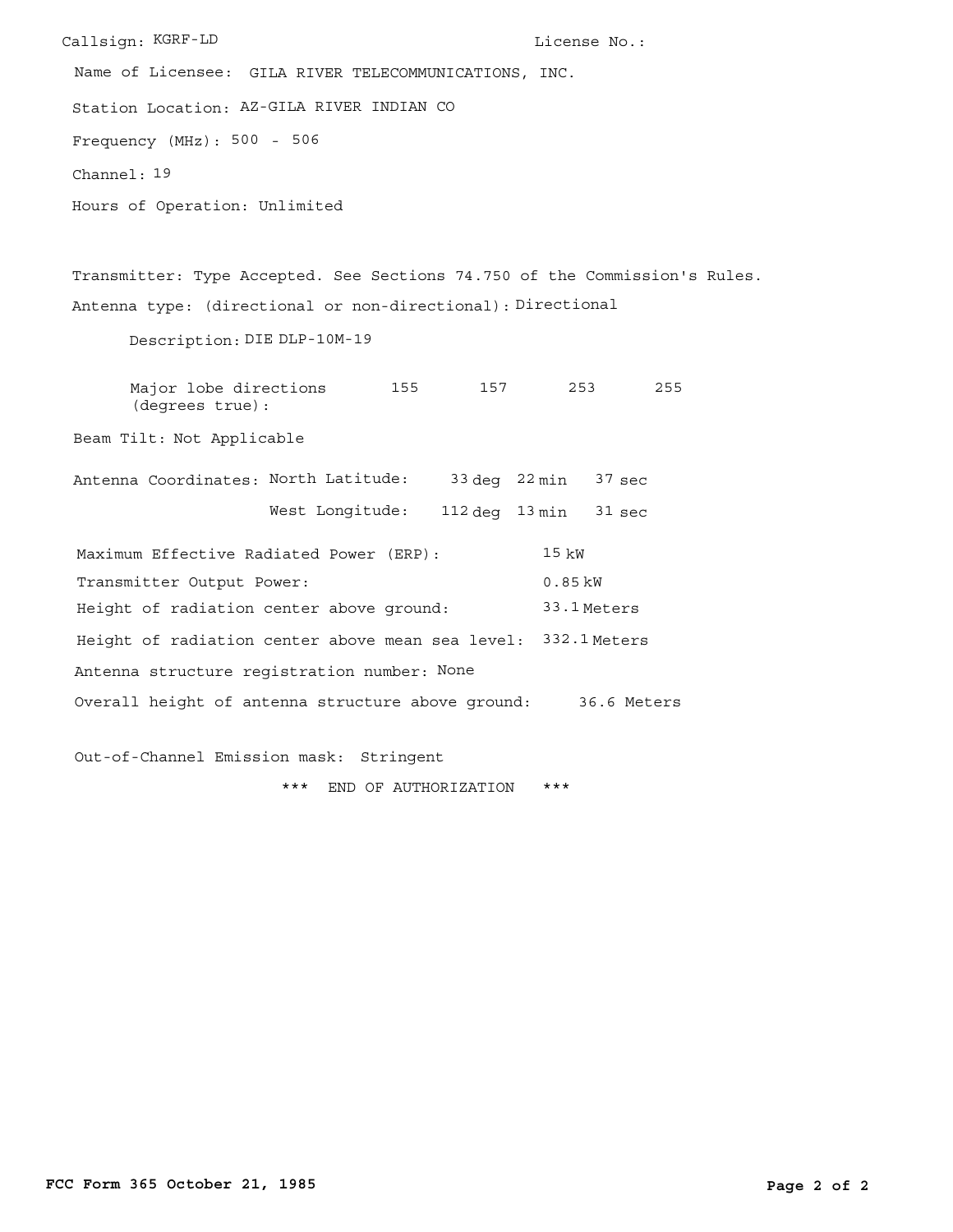Callsign: KGRF-LD License No.:

Name of Licensee: GILA RIVER TELECOMMUNICATIONS, INC.

Station Location: AZ-GILA RIVER INDIAN CO

Frequency (MHz): 500 - 506

Channel: 19

Hours of Operation: Unlimited

Transmitter: Type Accepted. See Sections 74.750 of the Commission's Rules.

Antenna type: (directional or non-directional): Directional

Description: DIE DLP-10M-19

| | | | | |
|---|---|---|---|---|
| Major lobe directions (degrees true): | 155 | 157 | 253 | 255 |

Beam Tilt: Not Applicable

Antenna Coordinates: North Latitude: 33 deg 22 min 37 sec

West Longitude: 112 deg 13 min 31 sec

| | |
|---|---|
| Maximum Effective Radiated Power (ERP): | 15 kW |
| Transmitter Output Power: | 0.85 kW |
| Height of radiation center above ground: | 33.1 Meters |
| Height of radiation center above mean sea level: | 332.1 Meters |

Antenna structure registration number: None

Overall height of antenna structure above ground: 36.6 Meters

Out-of-Channel Emission mask: Stringent

*** END OF AUTHORIZATION ***

**FCC Form 365 October 21, 1985**